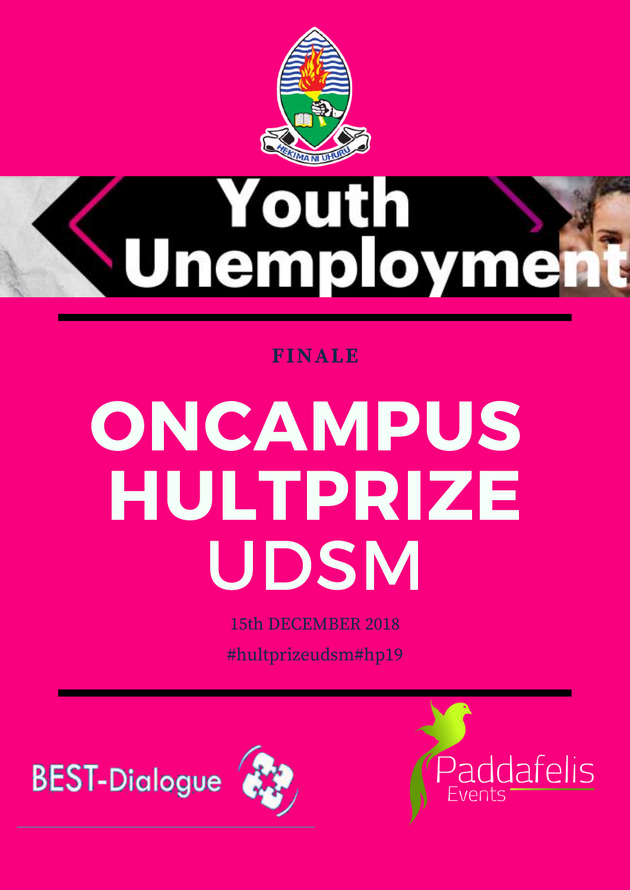HEKIMA NI UHURU

# Youth Unemployment

**FINALE**

# ONCAMPUS HULTPRIZE UDSM

15th DECEMBER 2018

#hultprizeudsm#hp19

BEST-Dialogue

Paddafelis Events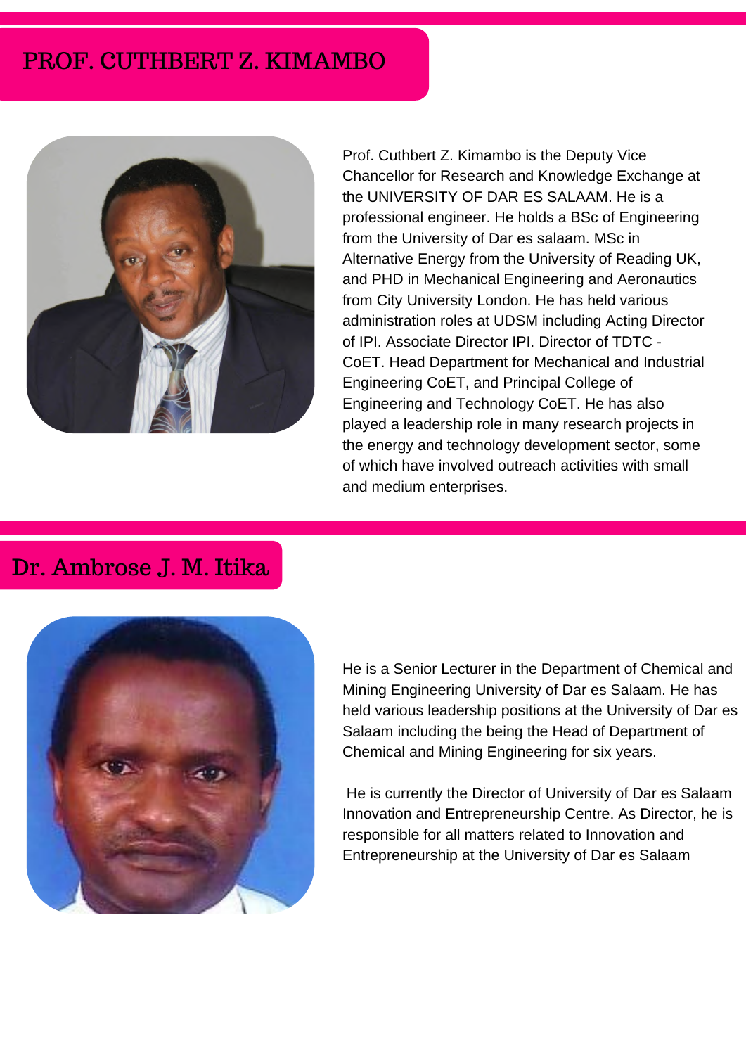## PROF. CUTHBERT Z. KIMAMBO

Prof. Cuthbert Z. Kimambo is the Deputy Vice Chancellor for Research and Knowledge Exchange at the UNIVERSITY OF DAR ES SALAAM. He is a professional engineer. He holds a BSc of Engineering from the University of Dar es salaam. MSc in Alternative Energy from the University of Reading UK, and PHD in Mechanical Engineering and Aeronautics from City University London. He has held various administration roles at UDSM including Acting Director of IPI. Associate Director IPI. Director of TDTC - CoET. Head Department for Mechanical and Industrial Engineering CoET, and Principal College of Engineering and Technology CoET. He has also played a leadership role in many research projects in the energy and technology development sector, some of which have involved outreach activities with small and medium enterprises.

## Dr. Ambrose J. M. Itika

He is a Senior Lecturer in the Department of Chemical and Mining Engineering University of Dar es Salaam. He has held various leadership positions at the University of Dar es Salaam including the being the Head of Department of Chemical and Mining Engineering for six years.

He is currently the Director of University of Dar es Salaam Innovation and Entrepreneurship Centre. As Director, he is responsible for all matters related to Innovation and Entrepreneurship at the University of Dar es Salaam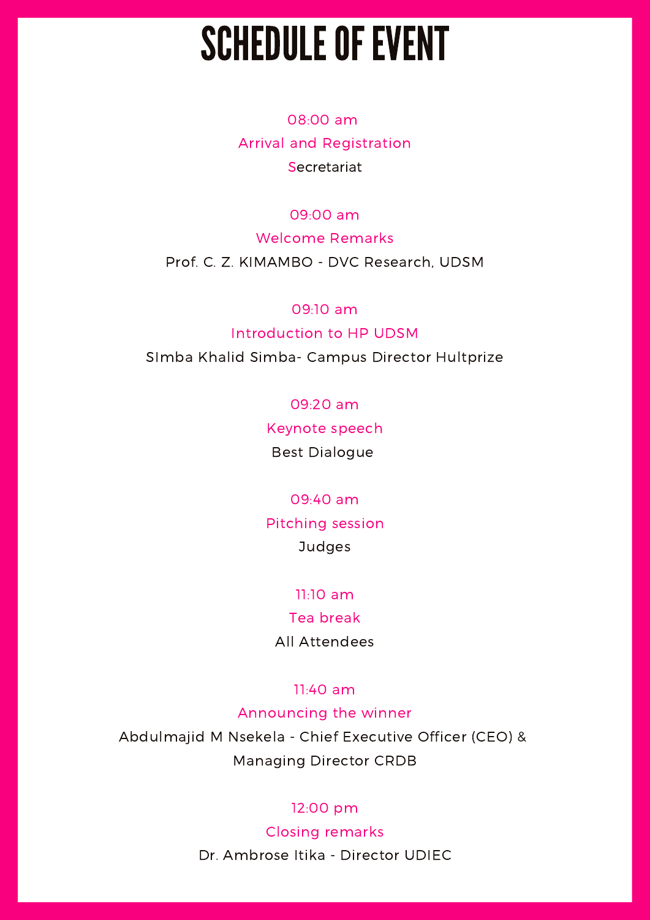# SCHEDULE OF EVENT

08:00 am
Arrival and Registration
Secretariat

09:00 am
Welcome Remarks
Prof. C. Z. KIMAMBO - DVC Research, UDSM

09:10 am
Introduction to HP UDSM
SImba Khalid Simba- Campus Director Hultprize

09:20 am
Keynote speech
Best Dialogue

09:40 am
Pitching session
Judges

11:10 am
Tea break
All Attendees

11:40 am
Announcing the winner
Abdulmajid M Nsekela - Chief Executive Officer (CEO) & Managing Director CRDB

12:00 pm
Closing remarks
Dr. Ambrose Itika - Director UDIEC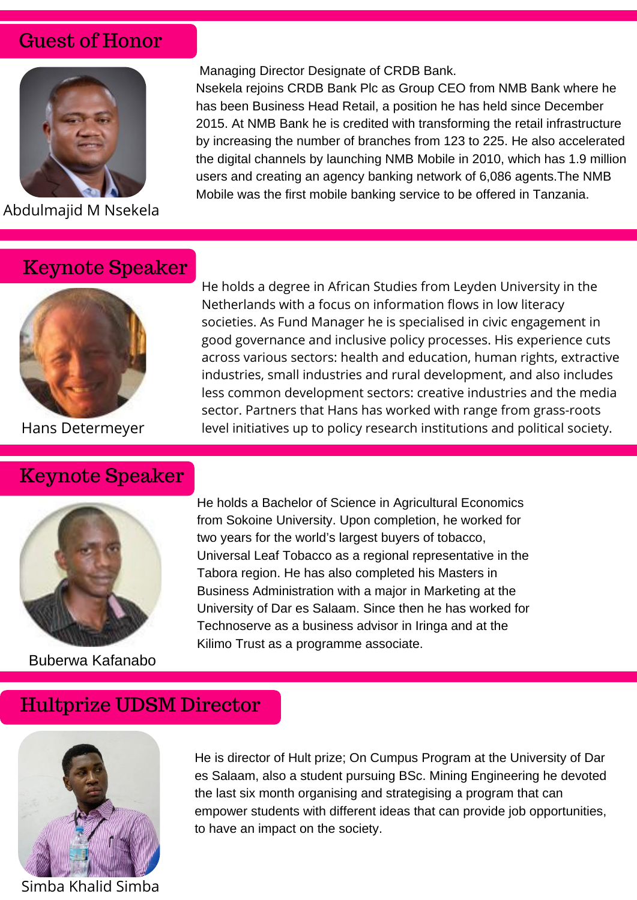## Guest of Honor

Abdulmajid M Nsekela

Managing Director Designate of CRDB Bank.
Nsekela rejoins CRDB Bank Plc as Group CEO from NMB Bank where he has been Business Head Retail, a position he has held since December 2015. At NMB Bank he is credited with transforming the retail infrastructure by increasing the number of branches from 123 to 225. He also accelerated the digital channels by launching NMB Mobile in 2010, which has 1.9 million users and creating an agency banking network of 6,086 agents.The NMB Mobile was the first mobile banking service to be offered in Tanzania.

## Keynote Speaker

Hans Determeyer

He holds a degree in African Studies from Leyden University in the Netherlands with a focus on information flows in low literacy societies. As Fund Manager he is specialised in civic engagement in good governance and inclusive policy processes. His experience cuts across various sectors: health and education, human rights, extractive industries, small industries and rural development, and also includes less common development sectors: creative industries and the media sector. Partners that Hans has worked with range from grass-roots level initiatives up to policy research institutions and political society.

## Keynote Speaker

Buberwa Kafanabo

He holds a Bachelor of Science in Agricultural Economics from Sokoine University. Upon completion, he worked for two years for the world's largest buyers of tobacco, Universal Leaf Tobacco as a regional representative in the Tabora region. He has also completed his Masters in Business Administration with a major in Marketing at the University of Dar es Salaam. Since then he has worked for Technoserve as a business advisor in Iringa and at the Kilimo Trust as a programme associate.

## Hultprize UDSM Director

Simba Khalid Simba

He is director of Hult prize; On Cumpus Program at the University of Dar es Salaam, also a student pursuing BSc. Mining Engineering he devoted the last six month organising and strategising a program that can empower students with different ideas that can provide job opportunities, to have an impact on the society.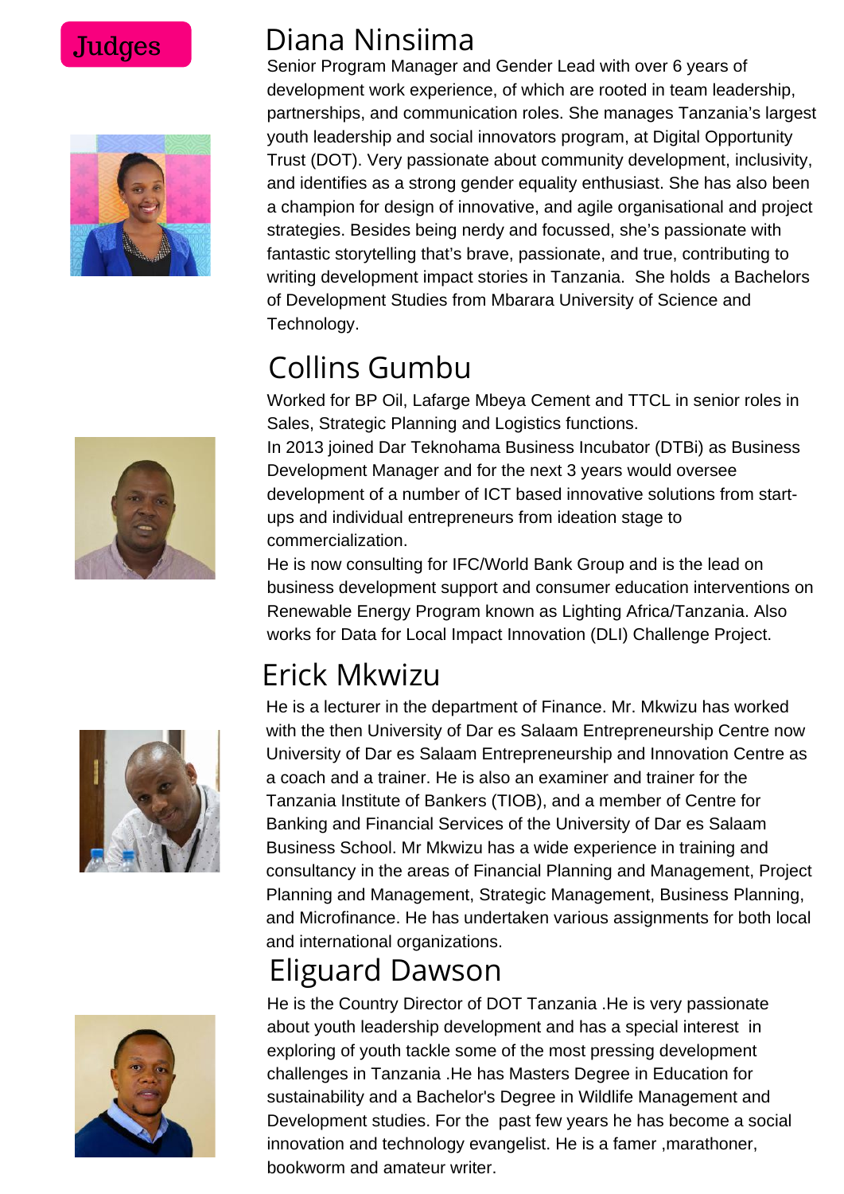# Judges

## Diana Ninsiima

Senior Program Manager and Gender Lead with over 6 years of development work experience, of which are rooted in team leadership, partnerships, and communication roles. She manages Tanzania's largest youth leadership and social innovators program, at Digital Opportunity Trust (DOT). Very passionate about community development, inclusivity, and identifies as a strong gender equality enthusiast. She has also been a champion for design of innovative, and agile organisational and project strategies. Besides being nerdy and focussed, she's passionate with fantastic storytelling that's brave, passionate, and true, contributing to writing development impact stories in Tanzania. She holds a Bachelors of Development Studies from Mbarara University of Science and Technology.

## Collins Gumbu

Worked for BP Oil, Lafarge Mbeya Cement and TTCL in senior roles in Sales, Strategic Planning and Logistics functions.

In 2013 joined Dar Teknohama Business Incubator (DTBi) as Business Development Manager and for the next 3 years would oversee development of a number of ICT based innovative solutions from start-ups and individual entrepreneurs from ideation stage to commercialization.

He is now consulting for IFC/World Bank Group and is the lead on business development support and consumer education interventions on Renewable Energy Program known as Lighting Africa/Tanzania. Also works for Data for Local Impact Innovation (DLI) Challenge Project.

## Erick Mkwizu

He is a lecturer in the department of Finance. Mr. Mkwizu has worked with the then University of Dar es Salaam Entrepreneurship Centre now University of Dar es Salaam Entrepreneurship and Innovation Centre as a coach and a trainer. He is also an examiner and trainer for the Tanzania Institute of Bankers (TIOB), and a member of Centre for Banking and Financial Services of the University of Dar es Salaam Business School. Mr Mkwizu has a wide experience in training and consultancy in the areas of Financial Planning and Management, Project Planning and Management, Strategic Management, Business Planning, and Microfinance. He has undertaken various assignments for both local and international organizations.

## Eliguard Dawson

He is the Country Director of DOT Tanzania .He is very passionate about youth leadership development and has a special interest in exploring of youth tackle some of the most pressing development challenges in Tanzania .He has Masters Degree in Education for sustainability and a Bachelor's Degree in Wildlife Management and Development studies. For the past few years he has become a social innovation and technology evangelist. He is a famer ,marathoner, bookworm and amateur writer.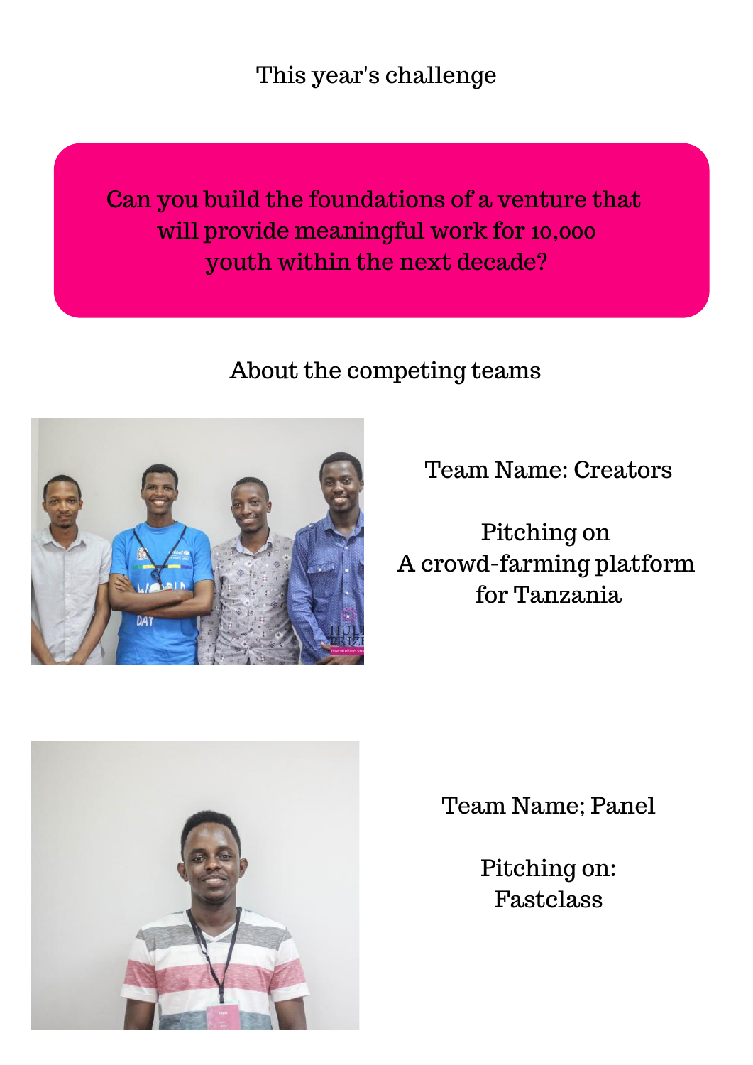## This year's challenge

**Can you build the foundations of a venture that will provide meaningful work for 10,000 youth within the next decade?**

## About the competing teams

Team Name: Creators

Pitching on
A crowd-farming platform for Tanzania

Team Name; Panel

Pitching on:
Fastclass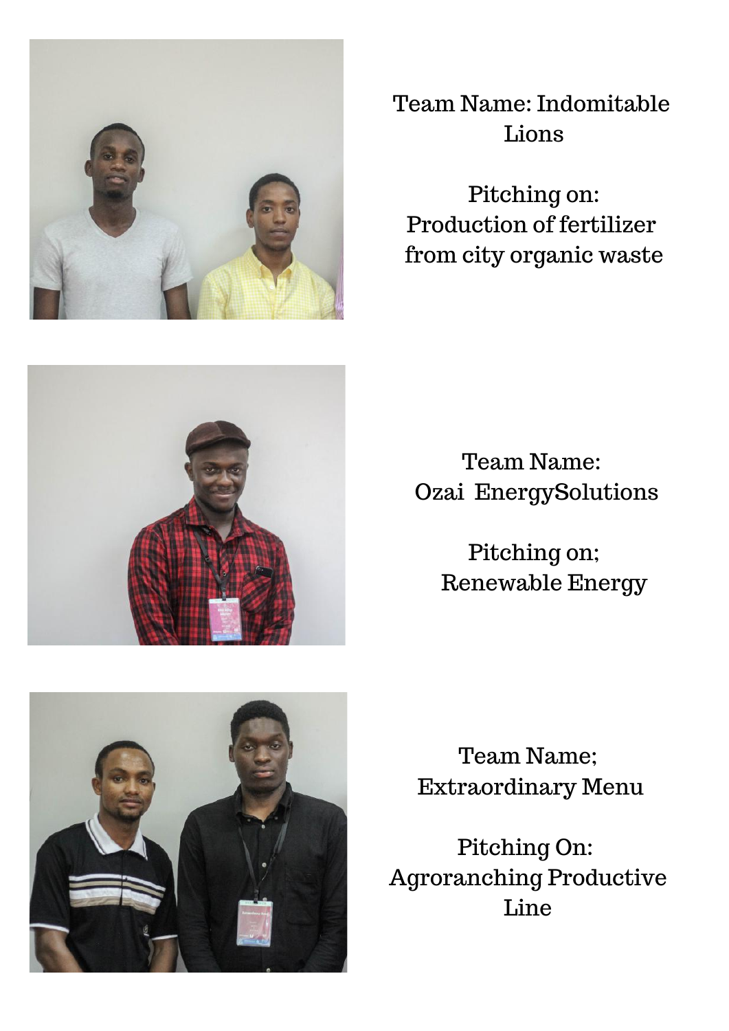Team Name: Indomitable Lions

Pitching on:
Production of fertilizer from city organic waste

Team Name:
Ozai EnergySolutions

Pitching on;
Renewable Energy

Team Name;
Extraordinary Menu

Pitching On:
Agroranching Productive Line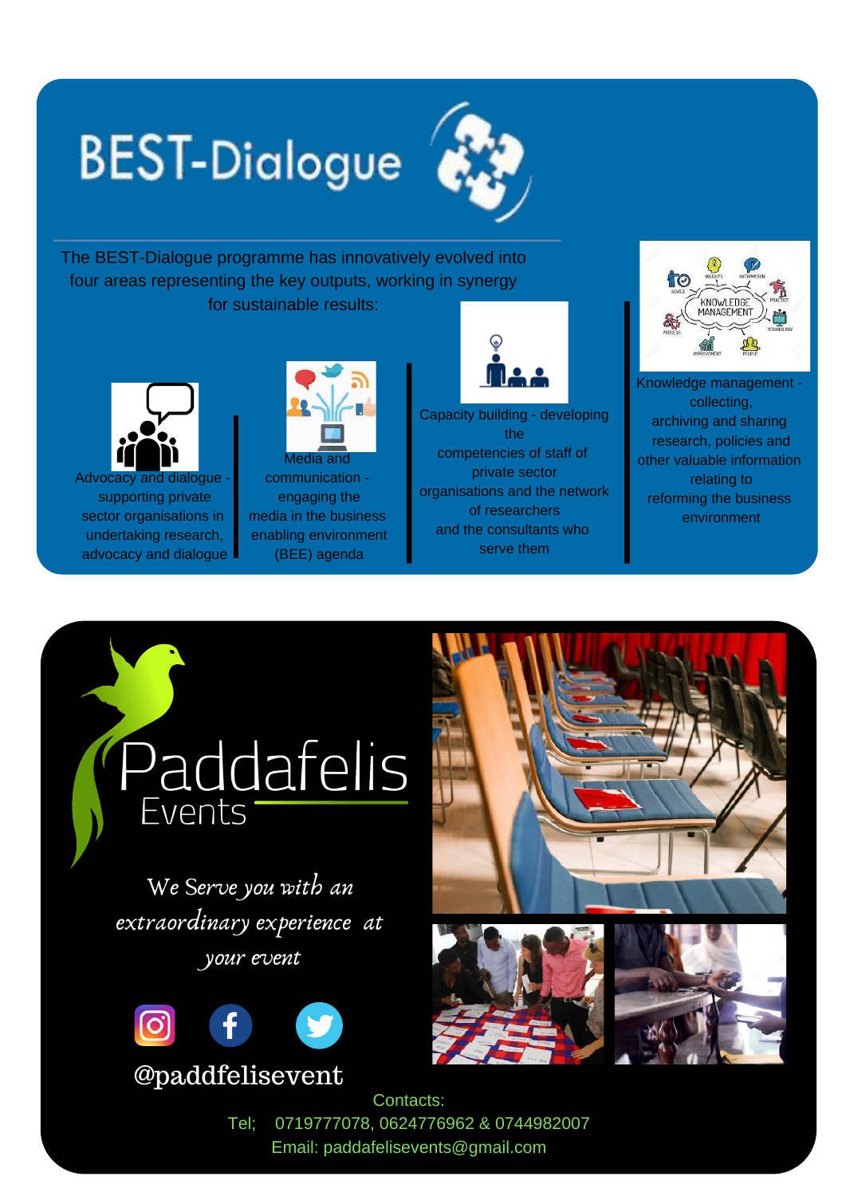# BEST-Dialogue

The BEST-Dialogue programme has innovatively evolved into four areas representing the key outputs, working in synergy for sustainable results:

- Advocacy and dialogue - supporting private sector organisations in undertaking research, advocacy and dialogue
- Media and communication - engaging the media in the business enabling environment (BEE) agenda
- Capacity building - developing the competencies of staff of private sector organisations and the network of researchers and the consultants who serve them
- Knowledge management - collecting, archiving and sharing research, policies and other valuable information relating to reforming the business environment

# Paddafelis Events

*We Serve you with an extraordinary experience at your event*

@paddfelisevent

Contacts:

Tel; 0719777078, 0624776962 & 0744982007

Email: paddafelisevents@gmail.com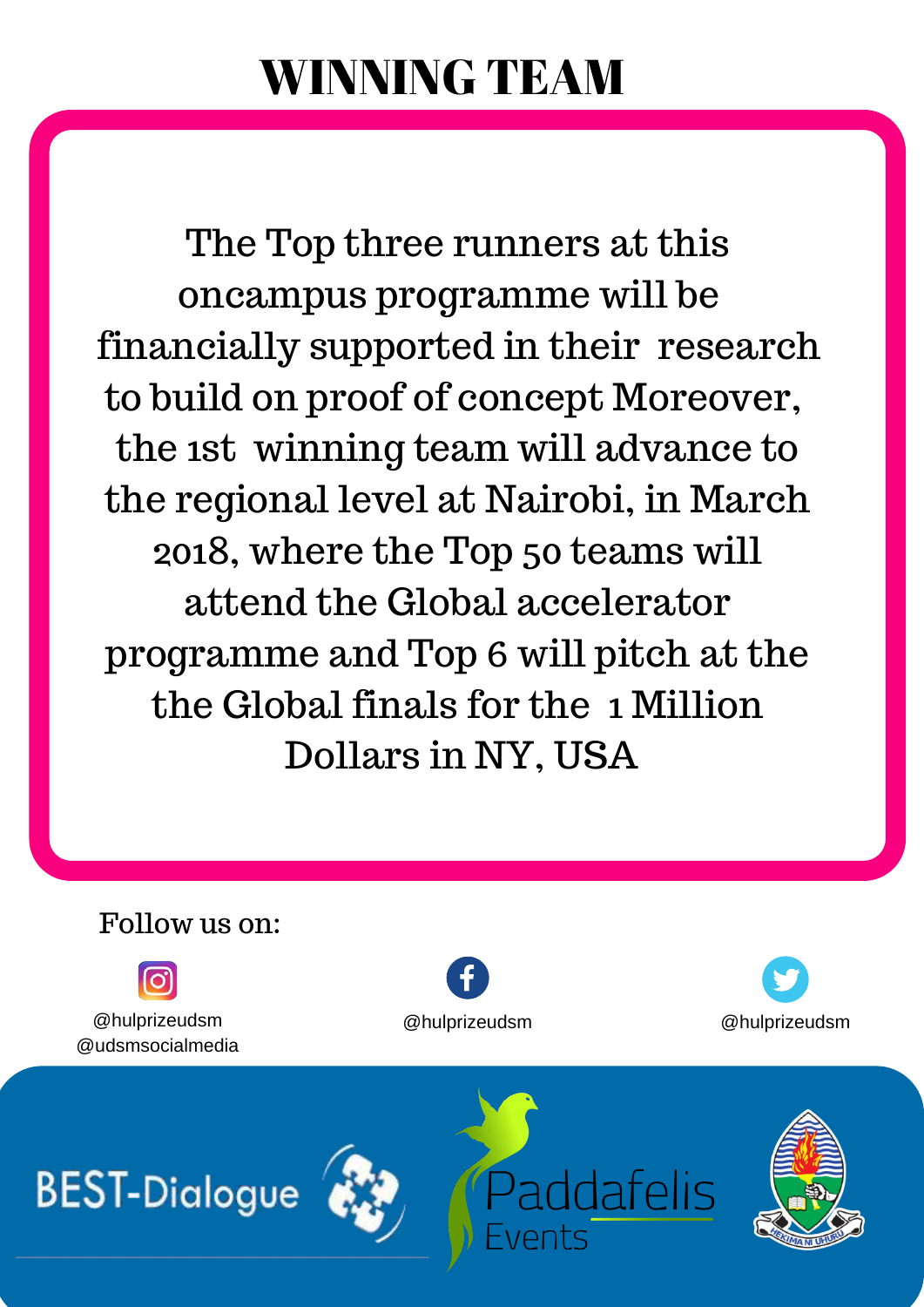# WINNING TEAM

The Top three runners at this oncampus programme will be financially supported in their research to build on proof of concept Moreover, the 1st winning team will advance to the regional level at Nairobi, in March 2018, where the Top 50 teams will attend the Global accelerator programme and Top 6 will pitch at the the Global finals for the 1 Million Dollars in NY, USA

Follow us on:

@hulprizeudsm
@udsmsocialmedia

@hulprizeudsm

@hulprizeudsm

BEST-Dialogue

Paddafelis Events

HEKIMA NI UHURU